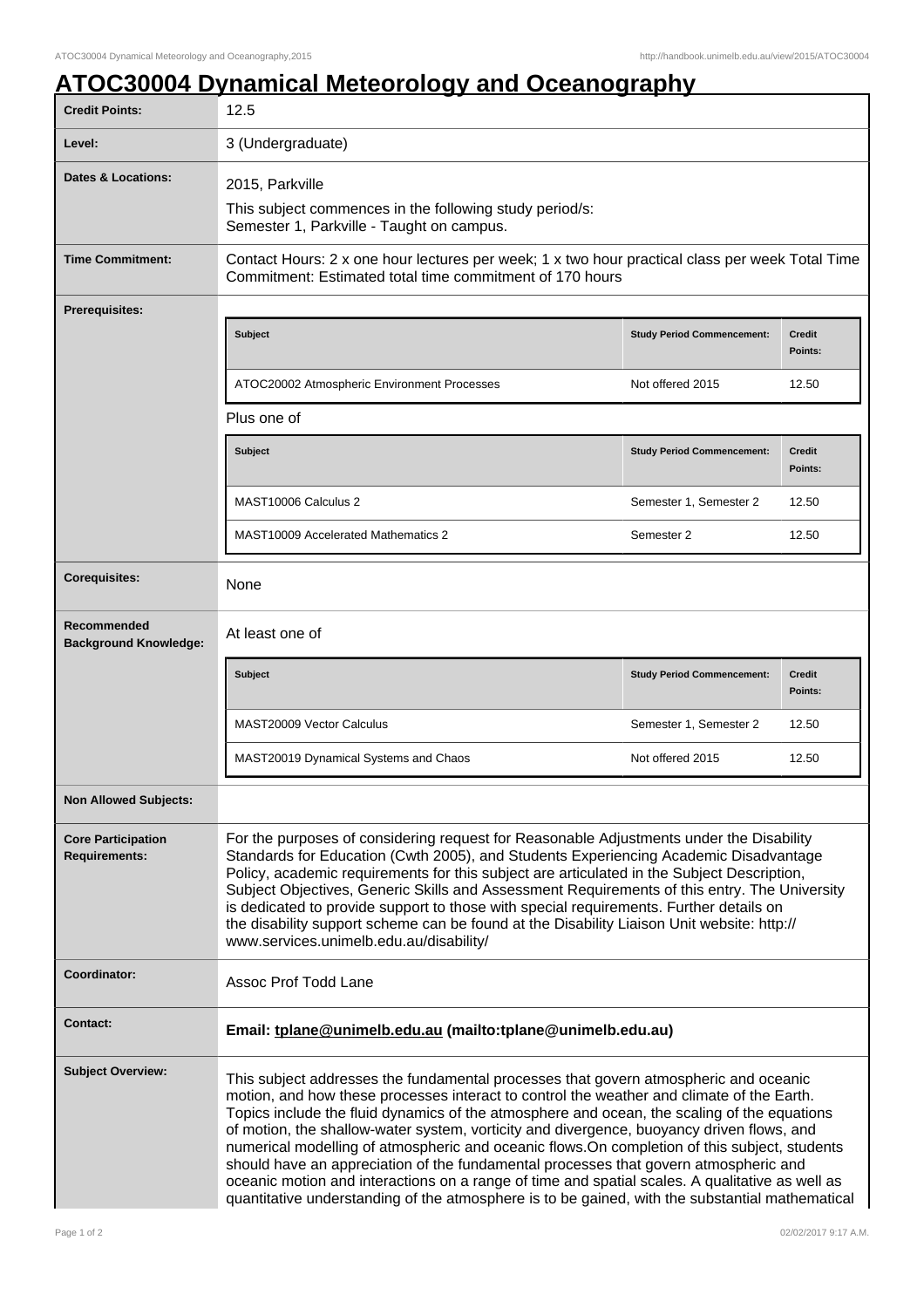# ATOC30004 Dynamical Meteorology and Oceanography

| | |
|---|---|
| **Credit Points:** | 12.5 |
| **Level:** | 3 (Undergraduate) |
| **Dates & Locations:** | 2015, Parkville<br>This subject commences in the following study period/s:<br>Semester 1, Parkville - Taught on campus. |
| **Time Commitment:** | Contact Hours: 2 x one hour lectures per week; 1 x two hour practical class per week Total Time Commitment: Estimated total time commitment of 170 hours |
| **Prerequisites:** | See below |
| **Corequisites:** | None |
| **Recommended Background Knowledge:** | See below |
| **Non Allowed Subjects:** | |
| **Core Participation Requirements:** | For the purposes of considering request for Reasonable Adjustments under the Disability Standards for Education (Cwth 2005), and Students Experiencing Academic Disadvantage Policy, academic requirements for this subject are articulated in the Subject Description, Subject Objectives, Generic Skills and Assessment Requirements of this entry. The University is dedicated to provide support to those with special requirements. Further details on the disability support scheme can be found at the Disability Liaison Unit website: http://www.services.unimelb.edu.au/disability/ |
| **Coordinator:** | Assoc Prof Todd Lane |
| **Contact:** | **Email: tplane@unimelb.edu.au (mailto:tplane@unimelb.edu.au)** |
| **Subject Overview:** | This subject addresses the fundamental processes that govern atmospheric and oceanic motion, and how these processes interact to control the weather and climate of the Earth. Topics include the fluid dynamics of the atmosphere and ocean, the scaling of the equations of motion, the shallow-water system, vorticity and divergence, buoyancy driven flows, and numerical modelling of atmospheric and oceanic flows.On completion of this subject, students should have an appreciation of the fundamental processes that govern atmospheric and oceanic motion and interactions on a range of time and spatial scales. A qualitative as well as quantitative understanding of the atmosphere is to be gained, with the substantial mathematical |

**Prerequisites:**

| Subject | Study Period Commencement: | Credit Points: |
|---|---|---|
| ATOC20002 Atmospheric Environment Processes | Not offered 2015 | 12.50 |

Plus one of

| Subject | Study Period Commencement: | Credit Points: |
|---|---|---|
| MAST10006 Calculus 2 | Semester 1, Semester 2 | 12.50 |
| MAST10009 Accelerated Mathematics 2 | Semester 2 | 12.50 |

**Recommended Background Knowledge:**

At least one of

| Subject | Study Period Commencement: | Credit Points: |
|---|---|---|
| MAST20009 Vector Calculus | Semester 1, Semester 2 | 12.50 |
| MAST20019 Dynamical Systems and Chaos | Not offered 2015 | 12.50 |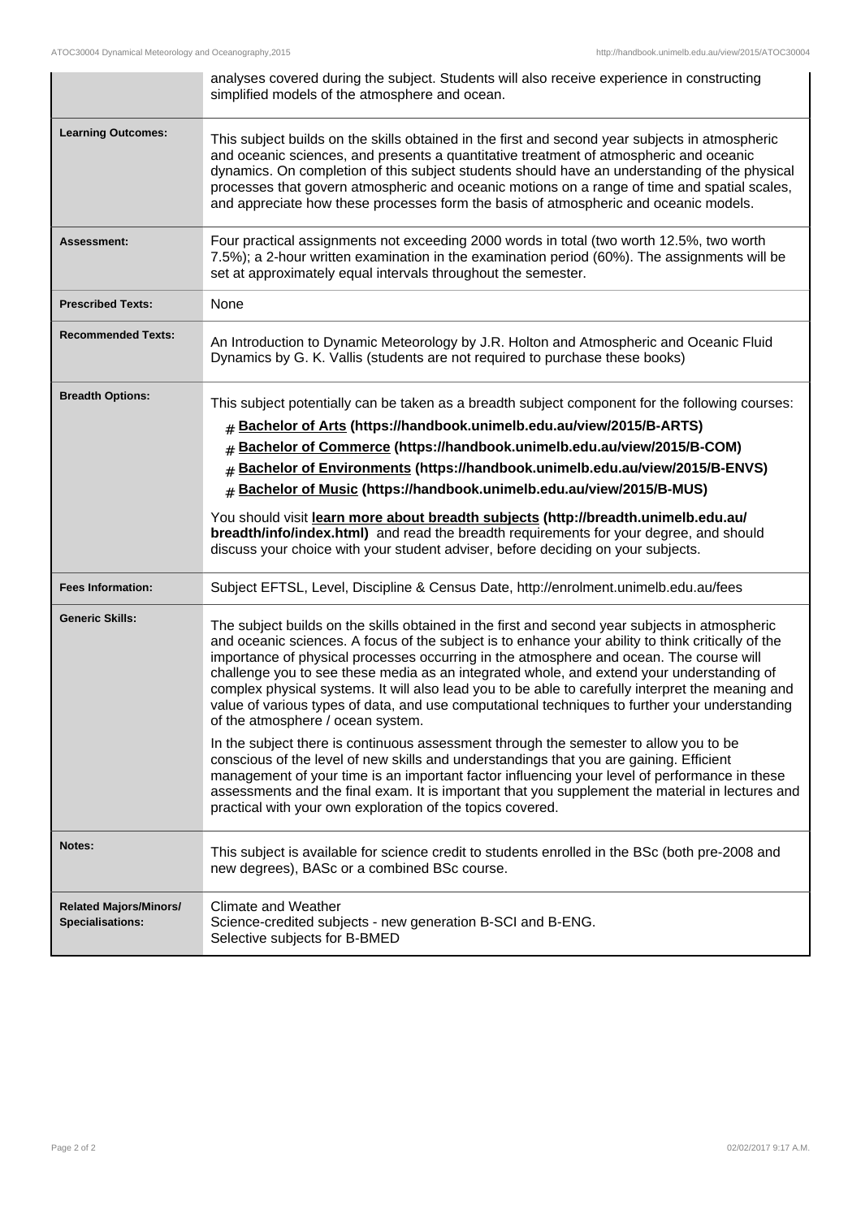| | |
|---|---|
| | analyses covered during the subject. Students will also receive experience in constructing simplified models of the atmosphere and ocean. |
| **Learning Outcomes:** | This subject builds on the skills obtained in the first and second year subjects in atmospheric and oceanic sciences, and presents a quantitative treatment of atmospheric and oceanic dynamics. On completion of this subject students should have an understanding of the physical processes that govern atmospheric and oceanic motions on a range of time and spatial scales, and appreciate how these processes form the basis of atmospheric and oceanic models. |
| **Assessment:** | Four practical assignments not exceeding 2000 words in total (two worth 12.5%, two worth 7.5%); a 2-hour written examination in the examination period (60%). The assignments will be set at approximately equal intervals throughout the semester. |
| **Prescribed Texts:** | None |
| **Recommended Texts:** | An Introduction to Dynamic Meteorology by J.R. Holton and Atmospheric and Oceanic Fluid Dynamics by G. K. Vallis (students are not required to purchase these books) |
| **Breadth Options:** | This subject potentially can be taken as a breadth subject component for the following courses:<br># **Bachelor of Arts (https://handbook.unimelb.edu.au/view/2015/B-ARTS)**<br># **Bachelor of Commerce (https://handbook.unimelb.edu.au/view/2015/B-COM)**<br># **Bachelor of Environments (https://handbook.unimelb.edu.au/view/2015/B-ENVS)**<br># **Bachelor of Music (https://handbook.unimelb.edu.au/view/2015/B-MUS)**<br>You should visit **learn more about breadth subjects (http://breadth.unimelb.edu.au/breadth/info/index.html)** and read the breadth requirements for your degree, and should discuss your choice with your student adviser, before deciding on your subjects. |
| **Fees Information:** | Subject EFTSL, Level, Discipline & Census Date, http://enrolment.unimelb.edu.au/fees |
| **Generic Skills:** | The subject builds on the skills obtained in the first and second year subjects in atmospheric and oceanic sciences. A focus of the subject is to enhance your ability to think critically of the importance of physical processes occurring in the atmosphere and ocean. The course will challenge you to see these media as an integrated whole, and extend your understanding of complex physical systems. It will also lead you to be able to carefully interpret the meaning and value of various types of data, and use computational techniques to further your understanding of the atmosphere / ocean system.<br>In the subject there is continuous assessment through the semester to allow you to be conscious of the level of new skills and understandings that you are gaining. Efficient management of your time is an important factor influencing your level of performance in these assessments and the final exam. It is important that you supplement the material in lectures and practical with your own exploration of the topics covered. |
| **Notes:** | This subject is available for science credit to students enrolled in the BSc (both pre-2008 and new degrees), BASc or a combined BSc course. |
| **Related Majors/Minors/ Specialisations:** | Climate and Weather<br>Science-credited subjects - new generation B-SCI and B-ENG.<br>Selective subjects for B-BMED |